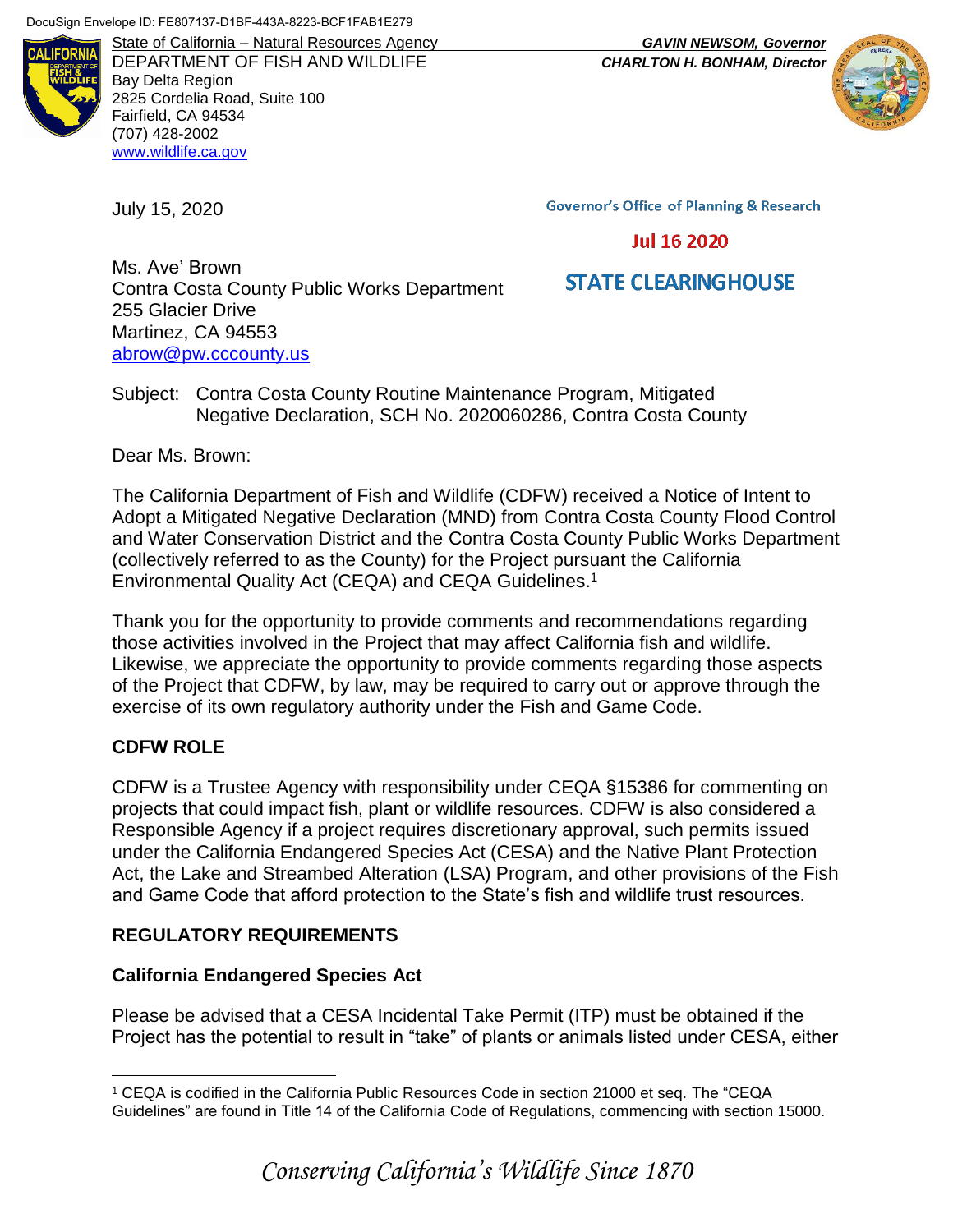DocuSign Envelope ID: FE807137-D1BF-443A-8223-BCF1FAB1E279

State of California – Natural Resources Agency
DEPARTMENT OF FISH AND WILDLIFE
Bay Delta Region
2825 Cordelia Road, Suite 100
Fairfield, CA 94534
(707) 428-2002
www.wildlife.ca.gov

***GAVIN NEWSOM, Governor***
***CHARLTON H. BONHAM, Director***

July 15, 2020

Governor's Office of Planning & Research

Jul 16 2020

STATE CLEARINGHOUSE

Ms. Ave' Brown
Contra Costa County Public Works Department
255 Glacier Drive
Martinez, CA 94553
abrow@pw.cccounty.us

Subject: Contra Costa County Routine Maintenance Program, Mitigated Negative Declaration, SCH No. 2020060286, Contra Costa County

Dear Ms. Brown:

The California Department of Fish and Wildlife (CDFW) received a Notice of Intent to Adopt a Mitigated Negative Declaration (MND) from Contra Costa County Flood Control and Water Conservation District and the Contra Costa County Public Works Department (collectively referred to as the County) for the Project pursuant the California Environmental Quality Act (CEQA) and CEQA Guidelines.[1]

Thank you for the opportunity to provide comments and recommendations regarding those activities involved in the Project that may affect California fish and wildlife. Likewise, we appreciate the opportunity to provide comments regarding those aspects of the Project that CDFW, by law, may be required to carry out or approve through the exercise of its own regulatory authority under the Fish and Game Code.

## CDFW ROLE

CDFW is a Trustee Agency with responsibility under CEQA §15386 for commenting on projects that could impact fish, plant or wildlife resources. CDFW is also considered a Responsible Agency if a project requires discretionary approval, such permits issued under the California Endangered Species Act (CESA) and the Native Plant Protection Act, the Lake and Streambed Alteration (LSA) Program, and other provisions of the Fish and Game Code that afford protection to the State's fish and wildlife trust resources.

## REGULATORY REQUIREMENTS

### California Endangered Species Act

Please be advised that a CESA Incidental Take Permit (ITP) must be obtained if the Project has the potential to result in "take" of plants or animals listed under CESA, either

[1] CEQA is codified in the California Public Resources Code in section 21000 et seq. The "CEQA Guidelines" are found in Title 14 of the California Code of Regulations, commencing with section 15000.

*Conserving California's Wildlife Since 1870*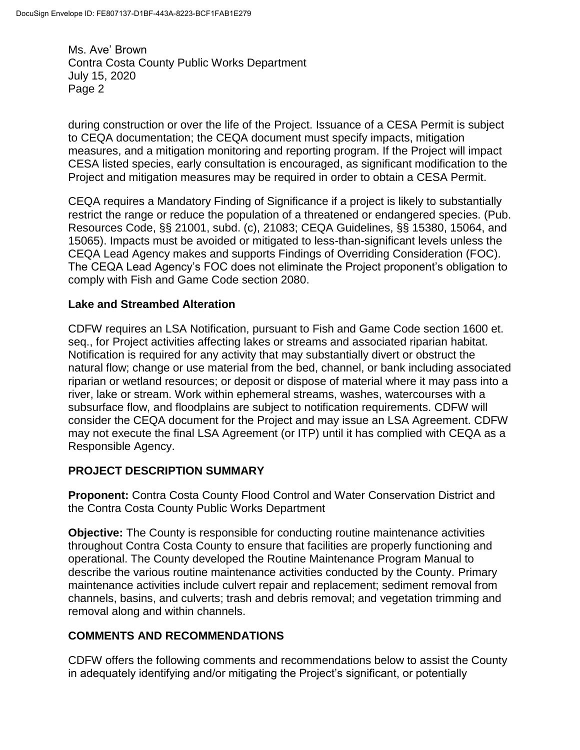during construction or over the life of the Project. Issuance of a CESA Permit is subject to CEQA documentation; the CEQA document must specify impacts, mitigation measures, and a mitigation monitoring and reporting program. If the Project will impact CESA listed species, early consultation is encouraged, as significant modification to the Project and mitigation measures may be required in order to obtain a CESA Permit.

CEQA requires a Mandatory Finding of Significance if a project is likely to substantially restrict the range or reduce the population of a threatened or endangered species. (Pub. Resources Code, §§ 21001, subd. (c), 21083; CEQA Guidelines, §§ 15380, 15064, and 15065). Impacts must be avoided or mitigated to less-than-significant levels unless the CEQA Lead Agency makes and supports Findings of Overriding Consideration (FOC). The CEQA Lead Agency's FOC does not eliminate the Project proponent's obligation to comply with Fish and Game Code section 2080.

### Lake and Streambed Alteration

CDFW requires an LSA Notification, pursuant to Fish and Game Code section 1600 et. seq., for Project activities affecting lakes or streams and associated riparian habitat. Notification is required for any activity that may substantially divert or obstruct the natural flow; change or use material from the bed, channel, or bank including associated riparian or wetland resources; or deposit or dispose of material where it may pass into a river, lake or stream. Work within ephemeral streams, washes, watercourses with a subsurface flow, and floodplains are subject to notification requirements. CDFW will consider the CEQA document for the Project and may issue an LSA Agreement. CDFW may not execute the final LSA Agreement (or ITP) until it has complied with CEQA as a Responsible Agency.

## PROJECT DESCRIPTION SUMMARY

**Proponent:** Contra Costa County Flood Control and Water Conservation District and the Contra Costa County Public Works Department

**Objective:** The County is responsible for conducting routine maintenance activities throughout Contra Costa County to ensure that facilities are properly functioning and operational. The County developed the Routine Maintenance Program Manual to describe the various routine maintenance activities conducted by the County. Primary maintenance activities include culvert repair and replacement; sediment removal from channels, basins, and culverts; trash and debris removal; and vegetation trimming and removal along and within channels.

## COMMENTS AND RECOMMENDATIONS

CDFW offers the following comments and recommendations below to assist the County in adequately identifying and/or mitigating the Project's significant, or potentially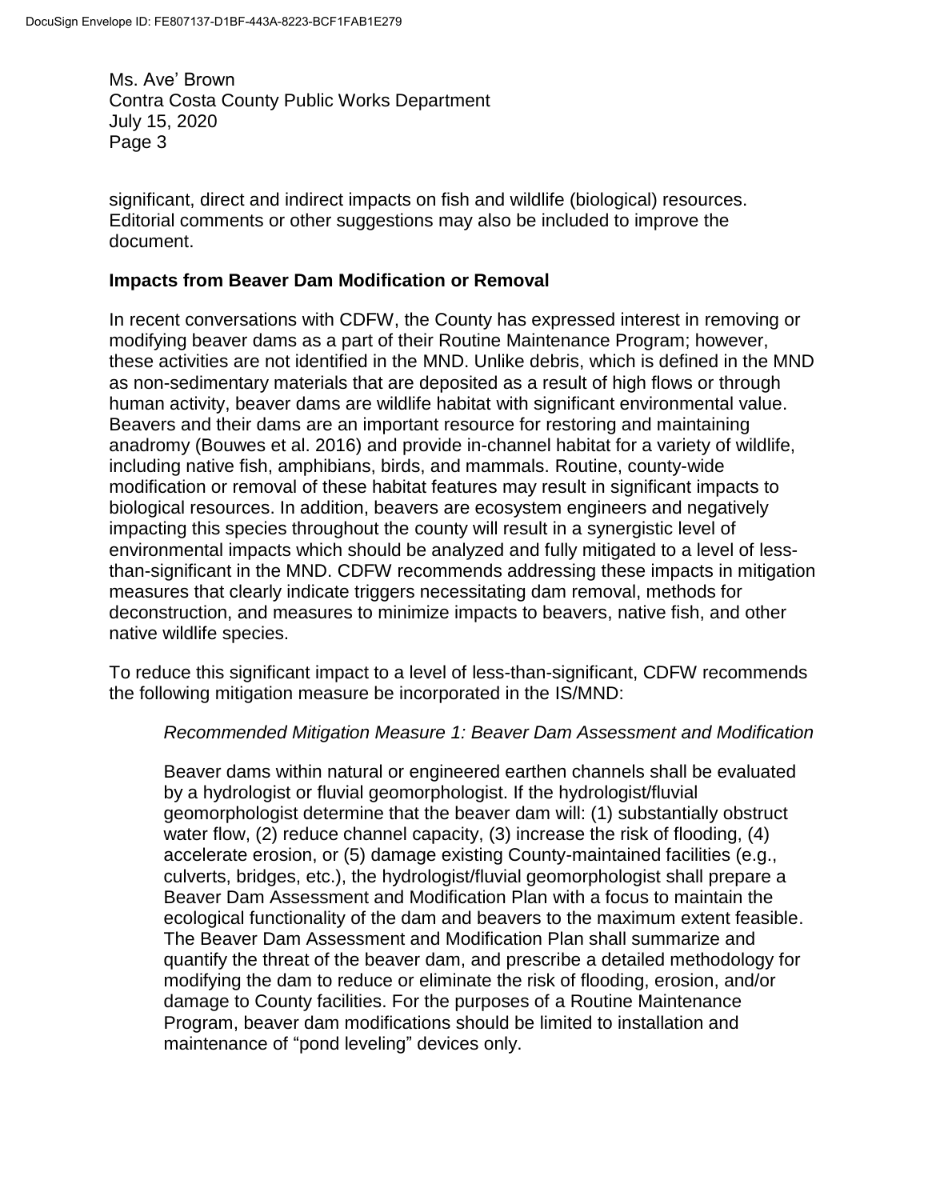significant, direct and indirect impacts on fish and wildlife (biological) resources. Editorial comments or other suggestions may also be included to improve the document.

## Impacts from Beaver Dam Modification or Removal

In recent conversations with CDFW, the County has expressed interest in removing or modifying beaver dams as a part of their Routine Maintenance Program; however, these activities are not identified in the MND. Unlike debris, which is defined in the MND as non-sedimentary materials that are deposited as a result of high flows or through human activity, beaver dams are wildlife habitat with significant environmental value. Beavers and their dams are an important resource for restoring and maintaining anadromy (Bouwes et al. 2016) and provide in-channel habitat for a variety of wildlife, including native fish, amphibians, birds, and mammals. Routine, county-wide modification or removal of these habitat features may result in significant impacts to biological resources. In addition, beavers are ecosystem engineers and negatively impacting this species throughout the county will result in a synergistic level of environmental impacts which should be analyzed and fully mitigated to a level of less-than-significant in the MND. CDFW recommends addressing these impacts in mitigation measures that clearly indicate triggers necessitating dam removal, methods for deconstruction, and measures to minimize impacts to beavers, native fish, and other native wildlife species.

To reduce this significant impact to a level of less-than-significant, CDFW recommends the following mitigation measure be incorporated in the IS/MND:

*Recommended Mitigation Measure 1: Beaver Dam Assessment and Modification*

Beaver dams within natural or engineered earthen channels shall be evaluated by a hydrologist or fluvial geomorphologist. If the hydrologist/fluvial geomorphologist determine that the beaver dam will: (1) substantially obstruct water flow, (2) reduce channel capacity, (3) increase the risk of flooding, (4) accelerate erosion, or (5) damage existing County-maintained facilities (e.g., culverts, bridges, etc.), the hydrologist/fluvial geomorphologist shall prepare a Beaver Dam Assessment and Modification Plan with a focus to maintain the ecological functionality of the dam and beavers to the maximum extent feasible. The Beaver Dam Assessment and Modification Plan shall summarize and quantify the threat of the beaver dam, and prescribe a detailed methodology for modifying the dam to reduce or eliminate the risk of flooding, erosion, and/or damage to County facilities. For the purposes of a Routine Maintenance Program, beaver dam modifications should be limited to installation and maintenance of "pond leveling" devices only.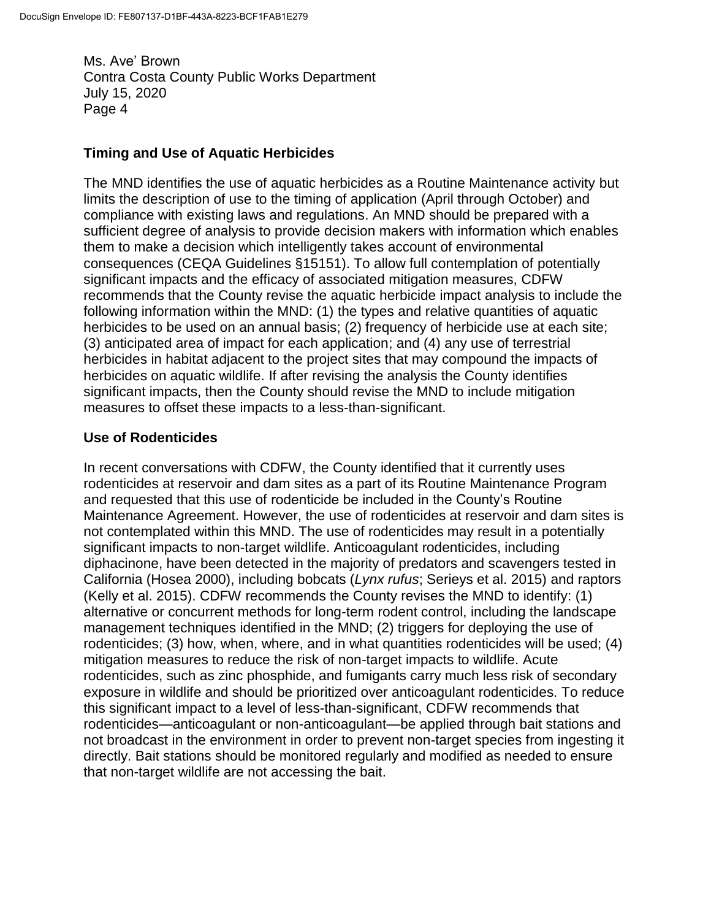Ms. Ave' Brown
Contra Costa County Public Works Department
July 15, 2020
Page 4

## Timing and Use of Aquatic Herbicides

The MND identifies the use of aquatic herbicides as a Routine Maintenance activity but limits the description of use to the timing of application (April through October) and compliance with existing laws and regulations. An MND should be prepared with a sufficient degree of analysis to provide decision makers with information which enables them to make a decision which intelligently takes account of environmental consequences (CEQA Guidelines §15151). To allow full contemplation of potentially significant impacts and the efficacy of associated mitigation measures, CDFW recommends that the County revise the aquatic herbicide impact analysis to include the following information within the MND: (1) the types and relative quantities of aquatic herbicides to be used on an annual basis; (2) frequency of herbicide use at each site; (3) anticipated area of impact for each application; and (4) any use of terrestrial herbicides in habitat adjacent to the project sites that may compound the impacts of herbicides on aquatic wildlife. If after revising the analysis the County identifies significant impacts, then the County should revise the MND to include mitigation measures to offset these impacts to a less-than-significant.

## Use of Rodenticides

In recent conversations with CDFW, the County identified that it currently uses rodenticides at reservoir and dam sites as a part of its Routine Maintenance Program and requested that this use of rodenticide be included in the County's Routine Maintenance Agreement. However, the use of rodenticides at reservoir and dam sites is not contemplated within this MND. The use of rodenticides may result in a potentially significant impacts to non-target wildlife. Anticoagulant rodenticides, including diphacinone, have been detected in the majority of predators and scavengers tested in California (Hosea 2000), including bobcats (*Lynx rufus*; Serieys et al. 2015) and raptors (Kelly et al. 2015). CDFW recommends the County revises the MND to identify: (1) alternative or concurrent methods for long-term rodent control, including the landscape management techniques identified in the MND; (2) triggers for deploying the use of rodenticides; (3) how, when, where, and in what quantities rodenticides will be used; (4) mitigation measures to reduce the risk of non-target impacts to wildlife. Acute rodenticides, such as zinc phosphide, and fumigants carry much less risk of secondary exposure in wildlife and should be prioritized over anticoagulant rodenticides. To reduce this significant impact to a level of less-than-significant, CDFW recommends that rodenticides—anticoagulant or non-anticoagulant—be applied through bait stations and not broadcast in the environment in order to prevent non-target species from ingesting it directly. Bait stations should be monitored regularly and modified as needed to ensure that non-target wildlife are not accessing the bait.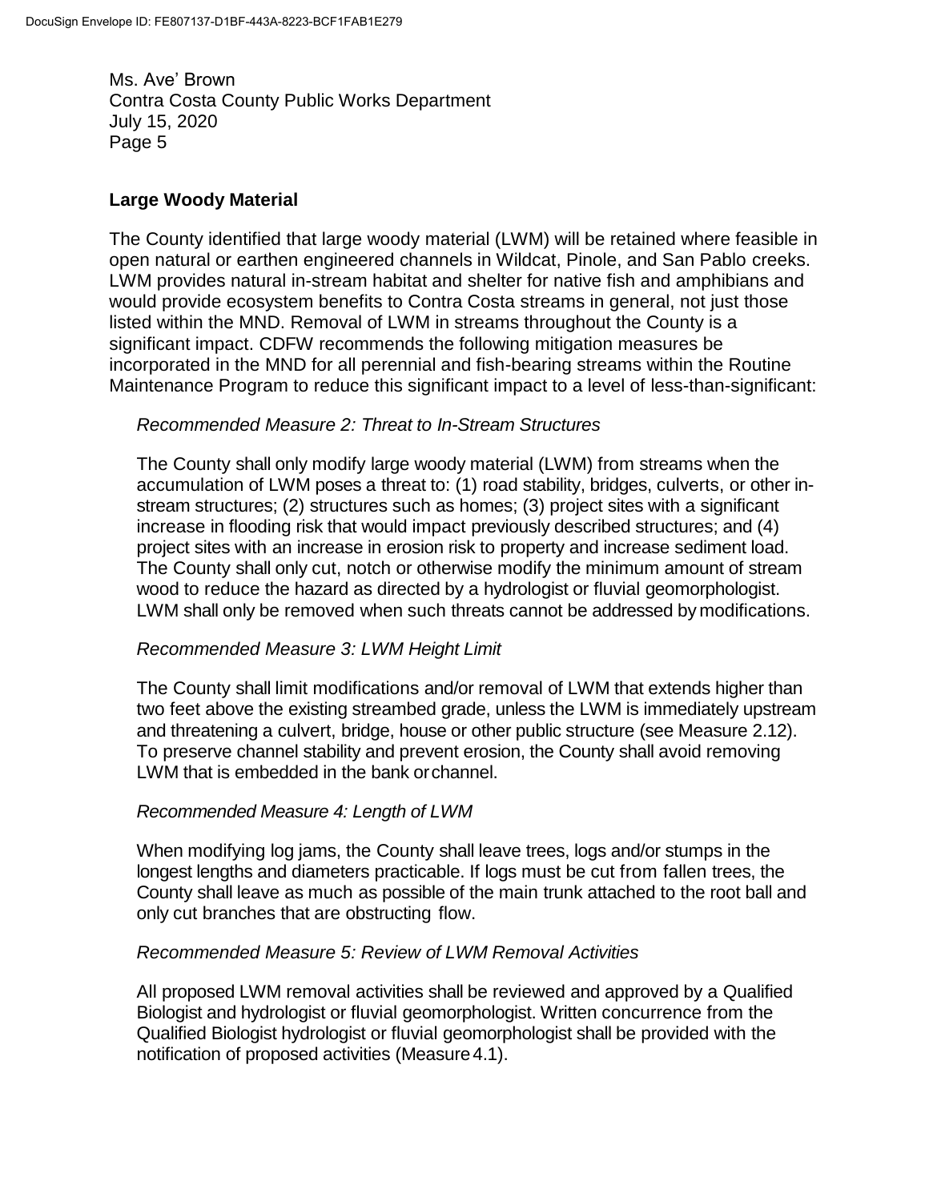## Large Woody Material

The County identified that large woody material (LWM) will be retained where feasible in open natural or earthen engineered channels in Wildcat, Pinole, and San Pablo creeks. LWM provides natural in-stream habitat and shelter for native fish and amphibians and would provide ecosystem benefits to Contra Costa streams in general, not just those listed within the MND. Removal of LWM in streams throughout the County is a significant impact. CDFW recommends the following mitigation measures be incorporated in the MND for all perennial and fish-bearing streams within the Routine Maintenance Program to reduce this significant impact to a level of less-than-significant:

*Recommended Measure 2: Threat to In-Stream Structures*

The County shall only modify large woody material (LWM) from streams when the accumulation of LWM poses a threat to: (1) road stability, bridges, culverts, or other in-stream structures; (2) structures such as homes; (3) project sites with a significant increase in flooding risk that would impact previously described structures; and (4) project sites with an increase in erosion risk to property and increase sediment load. The County shall only cut, notch or otherwise modify the minimum amount of stream wood to reduce the hazard as directed by a hydrologist or fluvial geomorphologist. LWM shall only be removed when such threats cannot be addressed by modifications.

*Recommended Measure 3: LWM Height Limit*

The County shall limit modifications and/or removal of LWM that extends higher than two feet above the existing streambed grade, unless the LWM is immediately upstream and threatening a culvert, bridge, house or other public structure (see Measure 2.12). To preserve channel stability and prevent erosion, the County shall avoid removing LWM that is embedded in the bank or channel.

*Recommended Measure 4: Length of LWM*

When modifying log jams, the County shall leave trees, logs and/or stumps in the longest lengths and diameters practicable. If logs must be cut from fallen trees, the County shall leave as much as possible of the main trunk attached to the root ball and only cut branches that are obstructing flow.

*Recommended Measure 5: Review of LWM Removal Activities*

All proposed LWM removal activities shall be reviewed and approved by a Qualified Biologist and hydrologist or fluvial geomorphologist. Written concurrence from the Qualified Biologist hydrologist or fluvial geomorphologist shall be provided with the notification of proposed activities (Measure 4.1).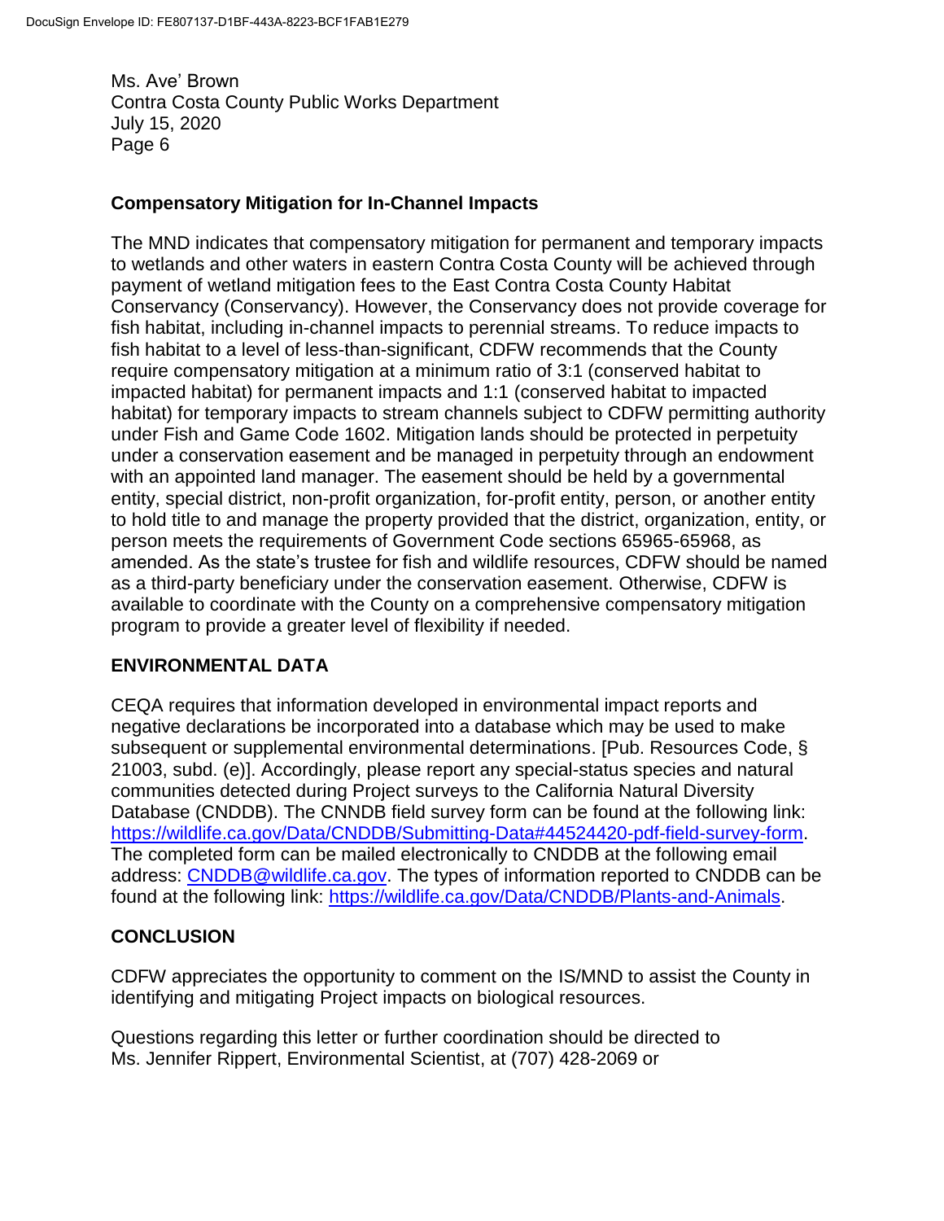## Compensatory Mitigation for In-Channel Impacts

The MND indicates that compensatory mitigation for permanent and temporary impacts to wetlands and other waters in eastern Contra Costa County will be achieved through payment of wetland mitigation fees to the East Contra Costa County Habitat Conservancy (Conservancy). However, the Conservancy does not provide coverage for fish habitat, including in-channel impacts to perennial streams. To reduce impacts to fish habitat to a level of less-than-significant, CDFW recommends that the County require compensatory mitigation at a minimum ratio of 3:1 (conserved habitat to impacted habitat) for permanent impacts and 1:1 (conserved habitat to impacted habitat) for temporary impacts to stream channels subject to CDFW permitting authority under Fish and Game Code 1602. Mitigation lands should be protected in perpetuity under a conservation easement and be managed in perpetuity through an endowment with an appointed land manager. The easement should be held by a governmental entity, special district, non-profit organization, for-profit entity, person, or another entity to hold title to and manage the property provided that the district, organization, entity, or person meets the requirements of Government Code sections 65965-65968, as amended. As the state's trustee for fish and wildlife resources, CDFW should be named as a third-party beneficiary under the conservation easement. Otherwise, CDFW is available to coordinate with the County on a comprehensive compensatory mitigation program to provide a greater level of flexibility if needed.

## ENVIRONMENTAL DATA

CEQA requires that information developed in environmental impact reports and negative declarations be incorporated into a database which may be used to make subsequent or supplemental environmental determinations. [Pub. Resources Code, § 21003, subd. (e)]. Accordingly, please report any special-status species and natural communities detected during Project surveys to the California Natural Diversity Database (CNDDB). The CNNDB field survey form can be found at the following link: https://wildlife.ca.gov/Data/CNDDB/Submitting-Data#44524420-pdf-field-survey-form. The completed form can be mailed electronically to CNDDB at the following email address: CNDDB@wildlife.ca.gov. The types of information reported to CNDDB can be found at the following link: https://wildlife.ca.gov/Data/CNDDB/Plants-and-Animals.

## CONCLUSION

CDFW appreciates the opportunity to comment on the IS/MND to assist the County in identifying and mitigating Project impacts on biological resources.

Questions regarding this letter or further coordination should be directed to Ms. Jennifer Rippert, Environmental Scientist, at (707) 428-2069 or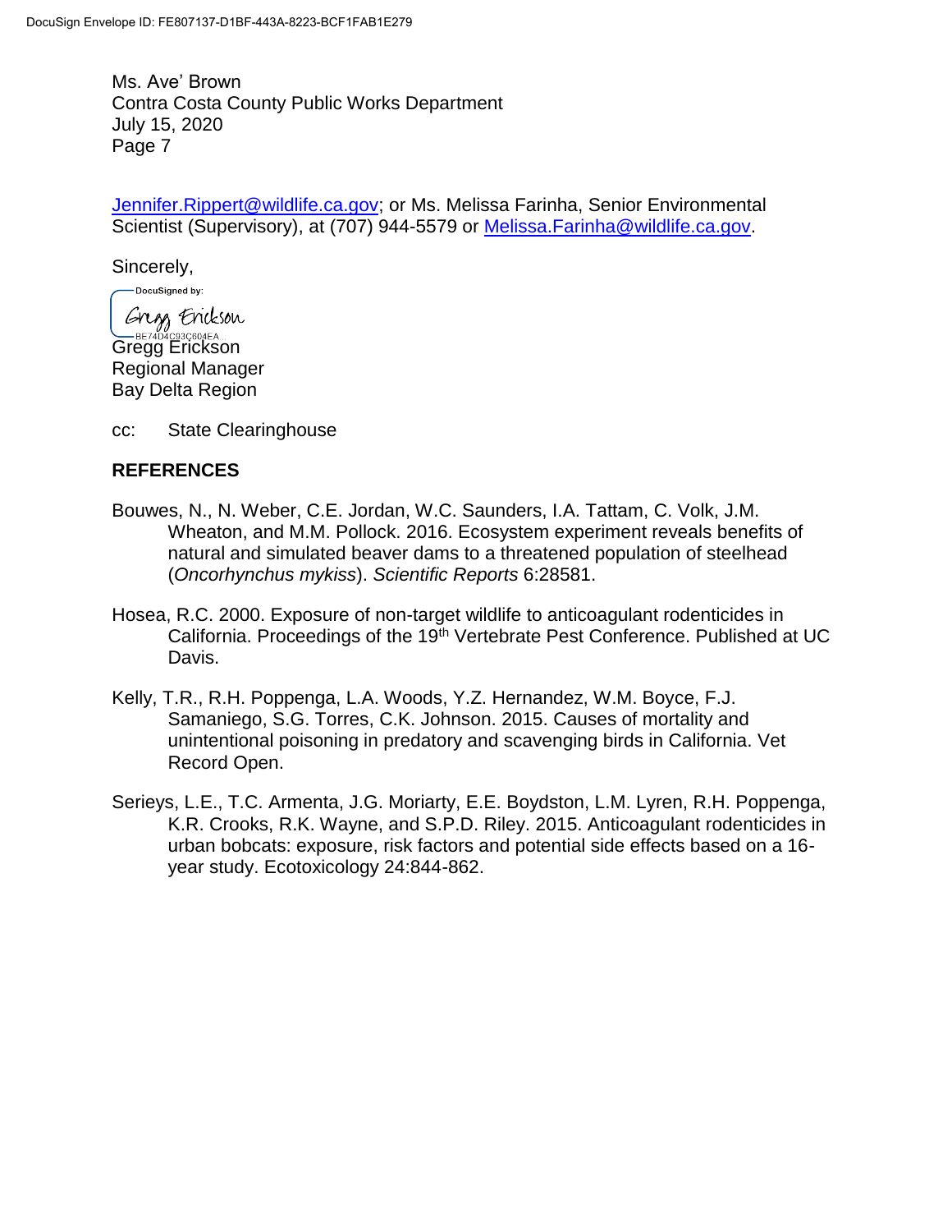Jennifer.Rippert@wildlife.ca.gov; or Ms. Melissa Farinha, Senior Environmental Scientist (Supervisory), at (707) 944-5579 or Melissa.Farinha@wildlife.ca.gov.

Sincerely,

DocuSigned by:
Gregg Erickson
BE74D4C93C604EA...

Gregg Erickson
Regional Manager
Bay Delta Region

cc: State Clearinghouse

## REFERENCES

Bouwes, N., N. Weber, C.E. Jordan, W.C. Saunders, I.A. Tattam, C. Volk, J.M. Wheaton, and M.M. Pollock. 2016. Ecosystem experiment reveals benefits of natural and simulated beaver dams to a threatened population of steelhead (*Oncorhynchus mykiss*). *Scientific Reports* 6:28581.

Hosea, R.C. 2000. Exposure of non-target wildlife to anticoagulant rodenticides in California. Proceedings of the 19th Vertebrate Pest Conference. Published at UC Davis.

Kelly, T.R., R.H. Poppenga, L.A. Woods, Y.Z. Hernandez, W.M. Boyce, F.J. Samaniego, S.G. Torres, C.K. Johnson. 2015. Causes of mortality and unintentional poisoning in predatory and scavenging birds in California. Vet Record Open.

Serieys, L.E., T.C. Armenta, J.G. Moriarty, E.E. Boydston, L.M. Lyren, R.H. Poppenga, K.R. Crooks, R.K. Wayne, and S.P.D. Riley. 2015. Anticoagulant rodenticides in urban bobcats: exposure, risk factors and potential side effects based on a 16-year study. Ecotoxicology 24:844-862.